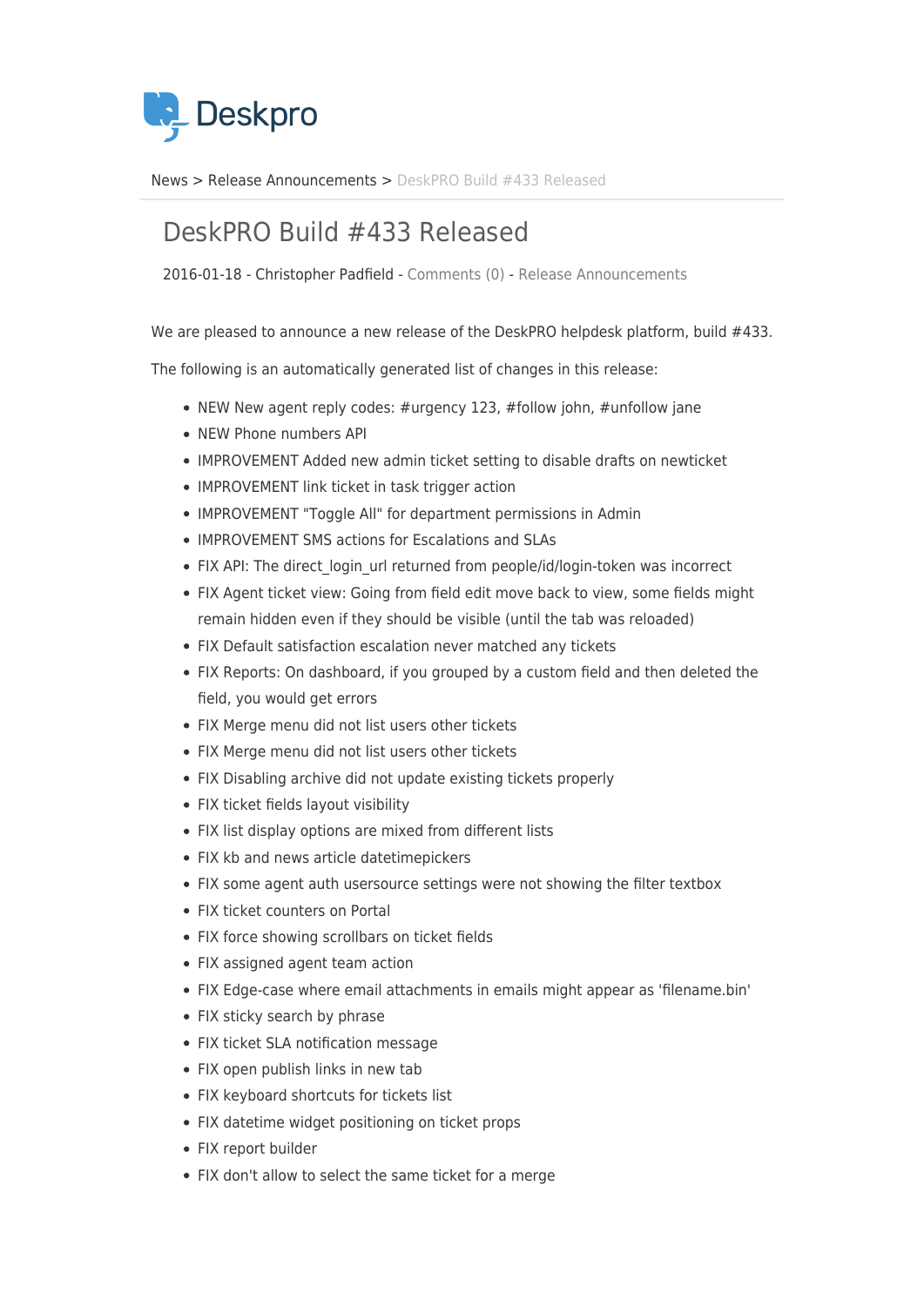Deskpro

News > Release Announcements > DeskPRO Build #433 Released

# DeskPRO Build #433 Released

2016-01-18 - Christopher Padfield - Comments (0) - Release Announcements

We are pleased to announce a new release of the DeskPRO helpdesk platform, build #433.

The following is an automatically generated list of changes in this release:

- NEW New agent reply codes: #urgency 123, #follow john, #unfollow jane
- NEW Phone numbers API
- IMPROVEMENT Added new admin ticket setting to disable drafts on newticket
- IMPROVEMENT link ticket in task trigger action
- IMPROVEMENT "Toggle All" for department permissions in Admin
- IMPROVEMENT SMS actions for Escalations and SLAs
- FIX API: The direct_login_url returned from people/id/login-token was incorrect
- FIX Agent ticket view: Going from field edit move back to view, some fields might remain hidden even if they should be visible (until the tab was reloaded)
- FIX Default satisfaction escalation never matched any tickets
- FIX Reports: On dashboard, if you grouped by a custom field and then deleted the field, you would get errors
- FIX Merge menu did not list users other tickets
- FIX Merge menu did not list users other tickets
- FIX Disabling archive did not update existing tickets properly
- FIX ticket fields layout visibility
- FIX list display options are mixed from different lists
- FIX kb and news article datetimepickers
- FIX some agent auth usersource settings were not showing the filter textbox
- FIX ticket counters on Portal
- FIX force showing scrollbars on ticket fields
- FIX assigned agent team action
- FIX Edge-case where email attachments in emails might appear as 'filename.bin'
- FIX sticky search by phrase
- FIX ticket SLA notification message
- FIX open publish links in new tab
- FIX keyboard shortcuts for tickets list
- FIX datetime widget positioning on ticket props
- FIX report builder
- FIX don't allow to select the same ticket for a merge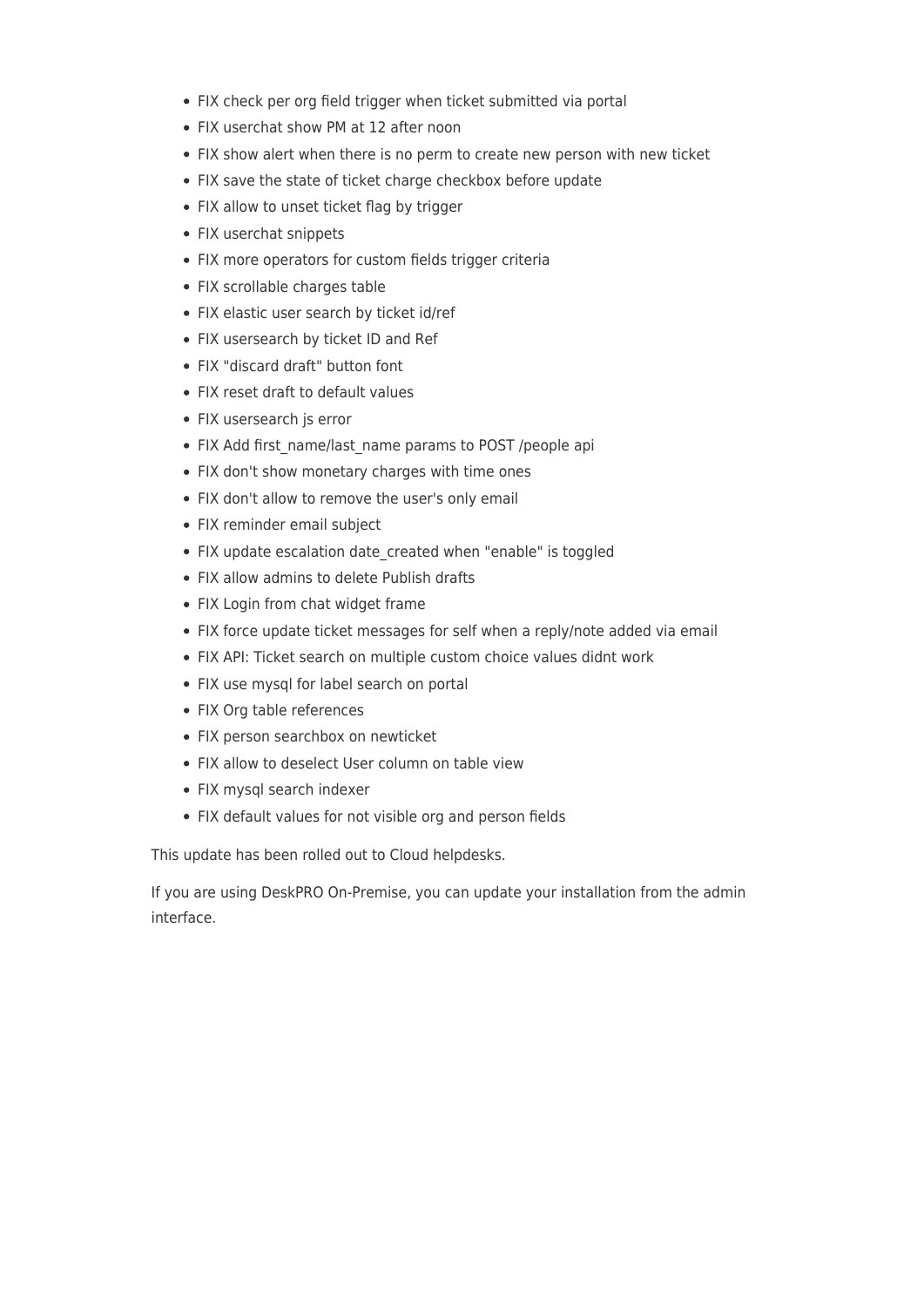- FIX check per org field trigger when ticket submitted via portal
- FIX userchat show PM at 12 after noon
- FIX show alert when there is no perm to create new person with new ticket
- FIX save the state of ticket charge checkbox before update
- FIX allow to unset ticket flag by trigger
- FIX userchat snippets
- FIX more operators for custom fields trigger criteria
- FIX scrollable charges table
- FIX elastic user search by ticket id/ref
- FIX usersearch by ticket ID and Ref
- FIX "discard draft" button font
- FIX reset draft to default values
- FIX usersearch js error
- FIX Add first_name/last_name params to POST /people api
- FIX don't show monetary charges with time ones
- FIX don't allow to remove the user's only email
- FIX reminder email subject
- FIX update escalation date_created when "enable" is toggled
- FIX allow admins to delete Publish drafts
- FIX Login from chat widget frame
- FIX force update ticket messages for self when a reply/note added via email
- FIX API: Ticket search on multiple custom choice values didnt work
- FIX use mysql for label search on portal
- FIX Org table references
- FIX person searchbox on newticket
- FIX allow to deselect User column on table view
- FIX mysql search indexer
- FIX default values for not visible org and person fields

This update has been rolled out to Cloud helpdesks.

If you are using DeskPRO On-Premise, you can update your installation from the admin interface.